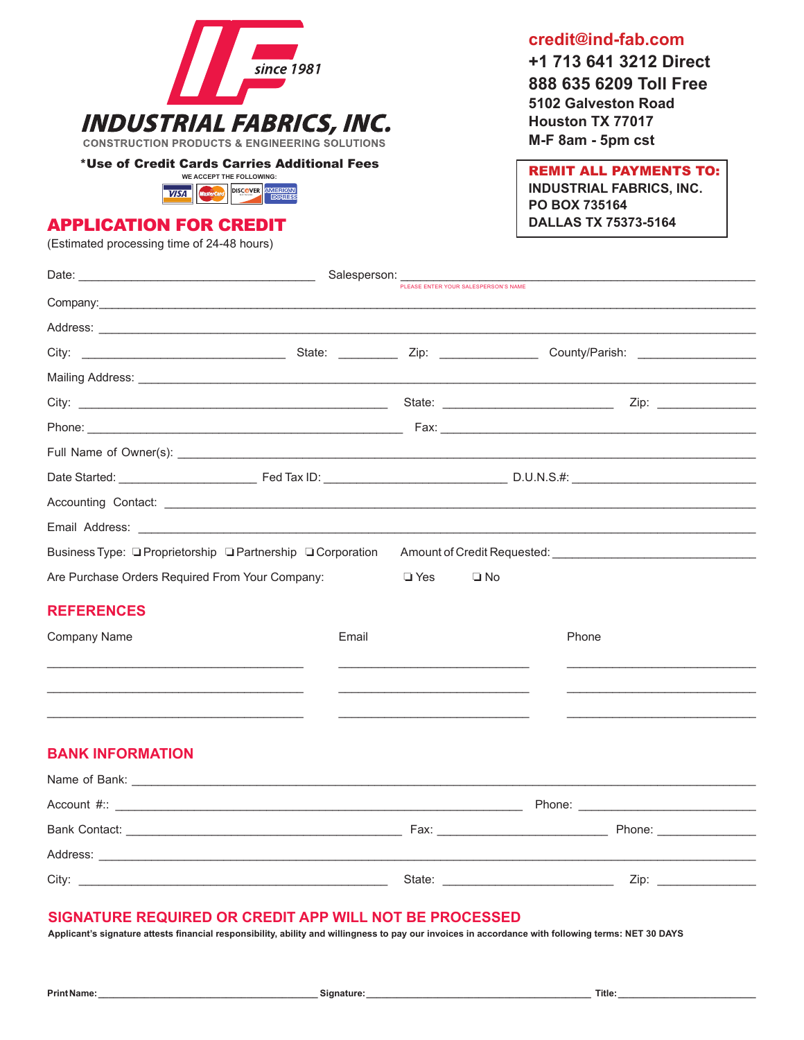**since 1981**

**INDUSTRIAL FABRICS, INC.**

CONSTRUCTION PRODUCTS & ENGINEERING SOLUTIONS

**credit@ind-fab.com**
**+1 713 641 3212 Direct**
**888 635 6209 Toll Free**
**5102 Galveston Road**
**Houston TX 77017**
**M-F 8am - 5pm cst**

***Use of Credit Cards Carries Additional Fees**

WE ACCEPT THE FOLLOWING:

VISA MasterCard DISCOVER AMERICAN EXPRESS

**REMIT ALL PAYMENTS TO:**
**INDUSTRIAL FABRICS, INC.**
**PO BOX 735164**
**DALLAS TX 75373-5164**

# APPLICATION FOR CREDIT

(Estimated processing time of 24-48 hours)

Date: ______________________ Salesperson: ______________________
PLEASE ENTER YOUR SALESPERSON'S NAME

Company: ______________________

Address: ______________________

City: ______________ State: ________ Zip: ____________ County/Parish: ______________

Mailing Address: ______________________

City: ______________________ State: ______________ Zip: ____________

Phone: ______________________ Fax: ______________________

Full Name of Owner(s): ______________________

Date Started: ______________ Fed Tax ID: ______________ D.U.N.S.#: ______________

Accounting Contact: ______________________

Email Address: ______________________

Business Type: ❏ Proprietorship ❏ Partnership ❏ Corporation Amount of Credit Requested: ______________

Are Purchase Orders Required From Your Company: ❏ Yes ❏ No

## REFERENCES

| Company Name | Email | Phone |
|---|---|---|
| | | |
| | | |
| | | |

## BANK INFORMATION

Name of Bank: ______________________

Account #:: ______________________ Phone: ______________

Bank Contact: ______________________ Fax: ______________ Phone: ______________

Address: ______________________

City: ______________________ State: ______________ Zip: ____________

## SIGNATURE REQUIRED OR CREDIT APP WILL NOT BE PROCESSED

**Applicant's signature attests financial responsibility, ability and willingness to pay our invoices in accordance with following terms: NET 30 DAYS**

**Print Name:** ______________________ **Signature:** ______________________ **Title:** ______________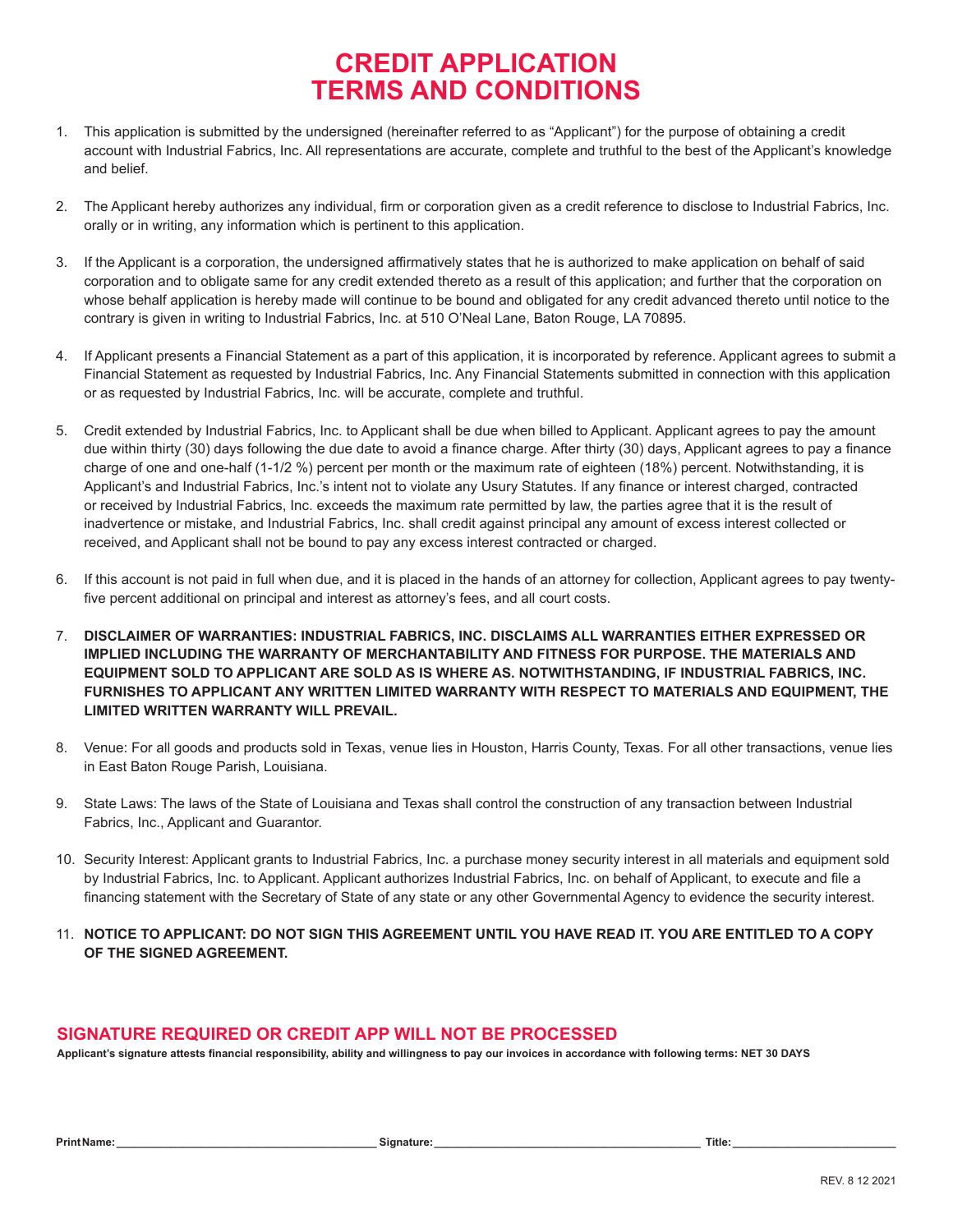# CREDIT APPLICATION TERMS AND CONDITIONS

1. This application is submitted by the undersigned (hereinafter referred to as "Applicant") for the purpose of obtaining a credit account with Industrial Fabrics, Inc. All representations are accurate, complete and truthful to the best of the Applicant's knowledge and belief.

2. The Applicant hereby authorizes any individual, firm or corporation given as a credit reference to disclose to Industrial Fabrics, Inc. orally or in writing, any information which is pertinent to this application.

3. If the Applicant is a corporation, the undersigned affirmatively states that he is authorized to make application on behalf of said corporation and to obligate same for any credit extended thereto as a result of this application; and further that the corporation on whose behalf application is hereby made will continue to be bound and obligated for any credit advanced thereto until notice to the contrary is given in writing to Industrial Fabrics, Inc. at 510 O'Neal Lane, Baton Rouge, LA 70895.

4. If Applicant presents a Financial Statement as a part of this application, it is incorporated by reference. Applicant agrees to submit a Financial Statement as requested by Industrial Fabrics, Inc. Any Financial Statements submitted in connection with this application or as requested by Industrial Fabrics, Inc. will be accurate, complete and truthful.

5. Credit extended by Industrial Fabrics, Inc. to Applicant shall be due when billed to Applicant. Applicant agrees to pay the amount due within thirty (30) days following the due date to avoid a finance charge. After thirty (30) days, Applicant agrees to pay a finance charge of one and one-half (1-1/2 %) percent per month or the maximum rate of eighteen (18%) percent. Notwithstanding, it is Applicant's and Industrial Fabrics, Inc.'s intent not to violate any Usury Statutes. If any finance or interest charged, contracted or received by Industrial Fabrics, Inc. exceeds the maximum rate permitted by law, the parties agree that it is the result of inadvertence or mistake, and Industrial Fabrics, Inc. shall credit against principal any amount of excess interest collected or received, and Applicant shall not be bound to pay any excess interest contracted or charged.

6. If this account is not paid in full when due, and it is placed in the hands of an attorney for collection, Applicant agrees to pay twenty-five percent additional on principal and interest as attorney's fees, and all court costs.

7. **DISCLAIMER OF WARRANTIES: INDUSTRIAL FABRICS, INC. DISCLAIMS ALL WARRANTIES EITHER EXPRESSED OR IMPLIED INCLUDING THE WARRANTY OF MERCHANTABILITY AND FITNESS FOR PURPOSE. THE MATERIALS AND EQUIPMENT SOLD TO APPLICANT ARE SOLD AS IS WHERE AS. NOTWITHSTANDING, IF INDUSTRIAL FABRICS, INC. FURNISHES TO APPLICANT ANY WRITTEN LIMITED WARRANTY WITH RESPECT TO MATERIALS AND EQUIPMENT, THE LIMITED WRITTEN WARRANTY WILL PREVAIL.**

8. Venue: For all goods and products sold in Texas, venue lies in Houston, Harris County, Texas. For all other transactions, venue lies in East Baton Rouge Parish, Louisiana.

9. State Laws: The laws of the State of Louisiana and Texas shall control the construction of any transaction between Industrial Fabrics, Inc., Applicant and Guarantor.

10. Security Interest: Applicant grants to Industrial Fabrics, Inc. a purchase money security interest in all materials and equipment sold by Industrial Fabrics, Inc. to Applicant. Applicant authorizes Industrial Fabrics, Inc. on behalf of Applicant, to execute and file a financing statement with the Secretary of State of any state or any other Governmental Agency to evidence the security interest.

11. **NOTICE TO APPLICANT: DO NOT SIGN THIS AGREEMENT UNTIL YOU HAVE READ IT. YOU ARE ENTITLED TO A COPY OF THE SIGNED AGREEMENT.**

## SIGNATURE REQUIRED OR CREDIT APP WILL NOT BE PROCESSED

**Applicant's signature attests financial responsibility, ability and willingness to pay our invoices in accordance with following terms: NET 30 DAYS**

**Print Name:** ________________________ **Signature:** ________________________ **Title:** ________________

REV. 8 12 2021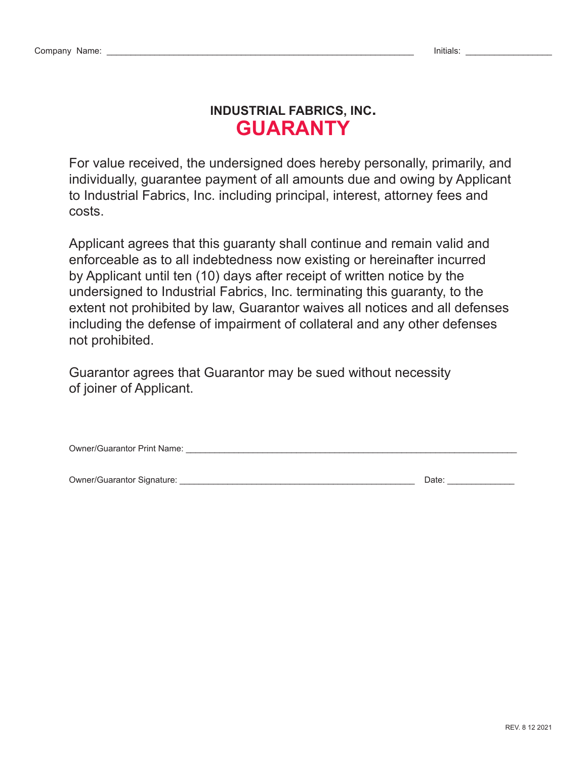Company Name: ____________________________________________ Initials: ______________

# INDUSTRIAL FABRICS, INC.
# GUARANTY

For value received, the undersigned does hereby personally, primarily, and individually, guarantee payment of all amounts due and owing by Applicant to Industrial Fabrics, Inc. including principal, interest, attorney fees and costs.

Applicant agrees that this guaranty shall continue and remain valid and enforceable as to all indebtedness now existing or hereinafter incurred by Applicant until ten (10) days after receipt of written notice by the undersigned to Industrial Fabrics, Inc. terminating this guaranty, to the extent not prohibited by law, Guarantor waives all notices and all defenses including the defense of impairment of collateral and any other defenses not prohibited.

Guarantor agrees that Guarantor may be sued without necessity of joiner of Applicant.

Owner/Guarantor Print Name: ____________________________________________

Owner/Guarantor Signature: ____________________________________ Date: ____________

REV. 8 12 2021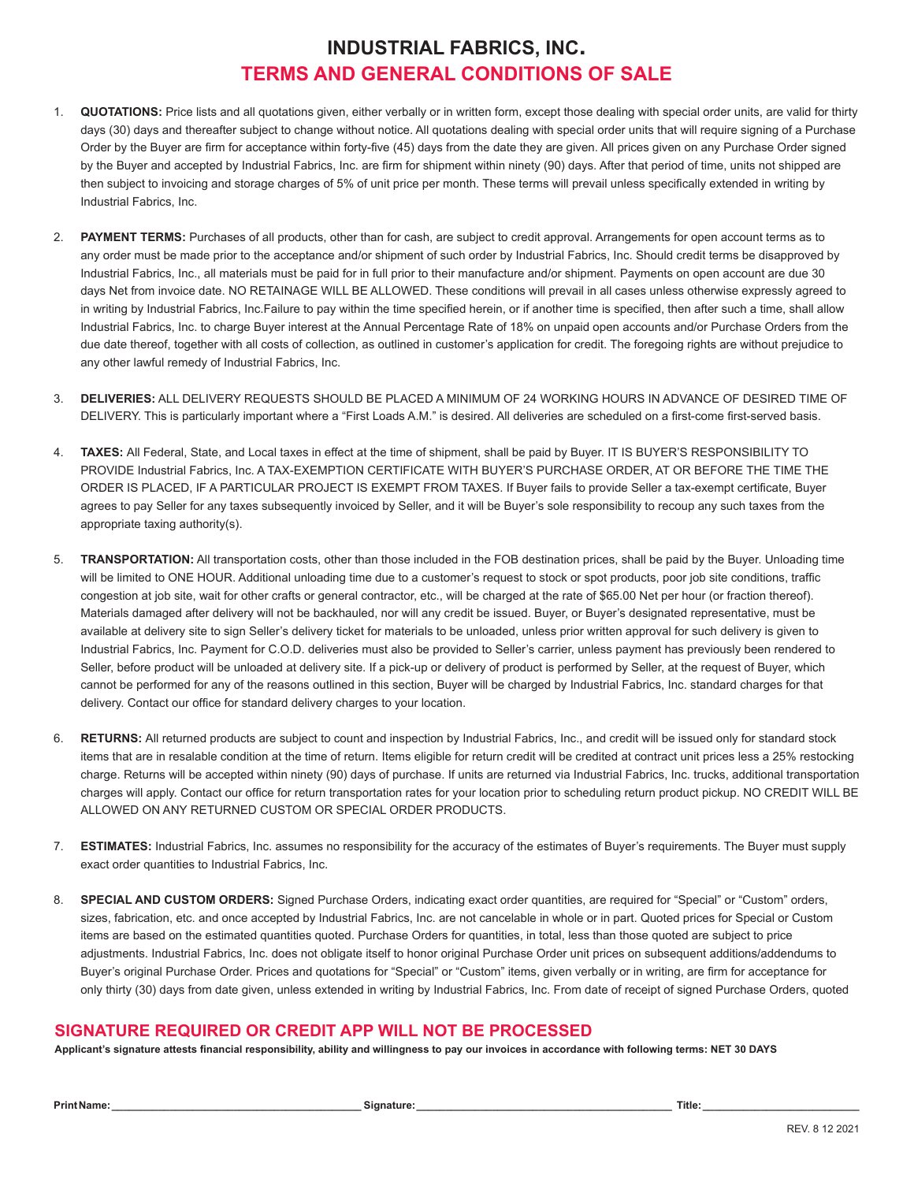# INDUSTRIAL FABRICS, INC.

## TERMS AND GENERAL CONDITIONS OF SALE

1. **QUOTATIONS:** Price lists and all quotations given, either verbally or in written form, except those dealing with special order units, are valid for thirty days (30) days and thereafter subject to change without notice. All quotations dealing with special order units that will require signing of a Purchase Order by the Buyer are firm for acceptance within forty-five (45) days from the date they are given. All prices given on any Purchase Order signed by the Buyer and accepted by Industrial Fabrics, Inc. are firm for shipment within ninety (90) days. After that period of time, units not shipped are then subject to invoicing and storage charges of 5% of unit price per month. These terms will prevail unless specifically extended in writing by Industrial Fabrics, Inc.

2. **PAYMENT TERMS:** Purchases of all products, other than for cash, are subject to credit approval. Arrangements for open account terms as to any order must be made prior to the acceptance and/or shipment of such order by Industrial Fabrics, Inc. Should credit terms be disapproved by Industrial Fabrics, Inc., all materials must be paid for in full prior to their manufacture and/or shipment. Payments on open account are due 30 days Net from invoice date. NO RETAINAGE WILL BE ALLOWED. These conditions will prevail in all cases unless otherwise expressly agreed to in writing by Industrial Fabrics, Inc.Failure to pay within the time specified herein, or if another time is specified, then after such a time, shall allow Industrial Fabrics, Inc. to charge Buyer interest at the Annual Percentage Rate of 18% on unpaid open accounts and/or Purchase Orders from the due date thereof, together with all costs of collection, as outlined in customer's application for credit. The foregoing rights are without prejudice to any other lawful remedy of Industrial Fabrics, Inc.

3. **DELIVERIES:** ALL DELIVERY REQUESTS SHOULD BE PLACED A MINIMUM OF 24 WORKING HOURS IN ADVANCE OF DESIRED TIME OF DELIVERY. This is particularly important where a "First Loads A.M." is desired. All deliveries are scheduled on a first-come first-served basis.

4. **TAXES:** All Federal, State, and Local taxes in effect at the time of shipment, shall be paid by Buyer. IT IS BUYER'S RESPONSIBILITY TO PROVIDE Industrial Fabrics, Inc. A TAX-EXEMPTION CERTIFICATE WITH BUYER'S PURCHASE ORDER, AT OR BEFORE THE TIME THE ORDER IS PLACED, IF A PARTICULAR PROJECT IS EXEMPT FROM TAXES. If Buyer fails to provide Seller a tax-exempt certificate, Buyer agrees to pay Seller for any taxes subsequently invoiced by Seller, and it will be Buyer's sole responsibility to recoup any such taxes from the appropriate taxing authority(s).

5. **TRANSPORTATION:** All transportation costs, other than those included in the FOB destination prices, shall be paid by the Buyer. Unloading time will be limited to ONE HOUR. Additional unloading time due to a customer's request to stock or spot products, poor job site conditions, traffic congestion at job site, wait for other crafts or general contractor, etc., will be charged at the rate of $65.00 Net per hour (or fraction thereof). Materials damaged after delivery will not be backhauled, nor will any credit be issued. Buyer, or Buyer's designated representative, must be available at delivery site to sign Seller's delivery ticket for materials to be unloaded, unless prior written approval for such delivery is given to Industrial Fabrics, Inc. Payment for C.O.D. deliveries must also be provided to Seller's carrier, unless payment has previously been rendered to Seller, before product will be unloaded at delivery site. If a pick-up or delivery of product is performed by Seller, at the request of Buyer, which cannot be performed for any of the reasons outlined in this section, Buyer will be charged by Industrial Fabrics, Inc. standard charges for that delivery. Contact our office for standard delivery charges to your location.

6. **RETURNS:** All returned products are subject to count and inspection by Industrial Fabrics, Inc., and credit will be issued only for standard stock items that are in resalable condition at the time of return. Items eligible for return credit will be credited at contract unit prices less a 25% restocking charge. Returns will be accepted within ninety (90) days of purchase. If units are returned via Industrial Fabrics, Inc. trucks, additional transportation charges will apply. Contact our office for return transportation rates for your location prior to scheduling return product pickup. NO CREDIT WILL BE ALLOWED ON ANY RETURNED CUSTOM OR SPECIAL ORDER PRODUCTS.

7. **ESTIMATES:** Industrial Fabrics, Inc. assumes no responsibility for the accuracy of the estimates of Buyer's requirements. The Buyer must supply exact order quantities to Industrial Fabrics, Inc.

8. **SPECIAL AND CUSTOM ORDERS:** Signed Purchase Orders, indicating exact order quantities, are required for "Special" or "Custom" orders, sizes, fabrication, etc. and once accepted by Industrial Fabrics, Inc. are not cancelable in whole or in part. Quoted prices for Special or Custom items are based on the estimated quantities quoted. Purchase Orders for quantities, in total, less than those quoted are subject to price adjustments. Industrial Fabrics, Inc. does not obligate itself to honor original Purchase Order unit prices on subsequent additions/addendums to Buyer's original Purchase Order. Prices and quotations for "Special" or "Custom" items, given verbally or in writing, are firm for acceptance for only thirty (30) days from date given, unless extended in writing by Industrial Fabrics, Inc. From date of receipt of signed Purchase Orders, quoted

## SIGNATURE REQUIRED OR CREDIT APP WILL NOT BE PROCESSED

**Applicant's signature attests financial responsibility, ability and willingness to pay our invoices in accordance with following terms: NET 30 DAYS**

**Print Name:** ________________________ **Signature:** ________________________ **Title:** ________________________

REV. 8 12 2021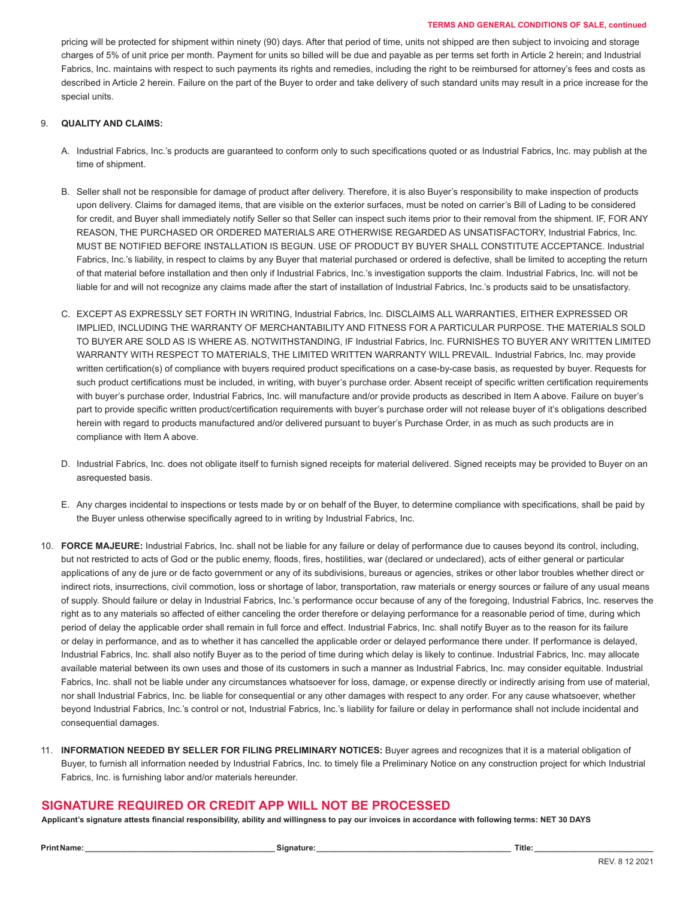pricing will be protected for shipment within ninety (90) days. After that period of time, units not shipped are then subject to invoicing and storage charges of 5% of unit price per month. Payment for units so billed will be due and payable as per terms set forth in Article 2 herein; and Industrial Fabrics, Inc. maintains with respect to such payments its rights and remedies, including the right to be reimbursed for attorney's fees and costs as described in Article 2 herein. Failure on the part of the Buyer to order and take delivery of such standard units may result in a price increase for the special units.

9. **QUALITY AND CLAIMS:**

   A. Industrial Fabrics, Inc.'s products are guaranteed to conform only to such specifications quoted or as Industrial Fabrics, Inc. may publish at the time of shipment.

   B. Seller shall not be responsible for damage of product after delivery. Therefore, it is also Buyer's responsibility to make inspection of products upon delivery. Claims for damaged items, that are visible on the exterior surfaces, must be noted on carrier's Bill of Lading to be considered for credit, and Buyer shall immediately notify Seller so that Seller can inspect such items prior to their removal from the shipment. IF, FOR ANY REASON, THE PURCHASED OR ORDERED MATERIALS ARE OTHERWISE REGARDED AS UNSATISFACTORY, Industrial Fabrics, Inc. MUST BE NOTIFIED BEFORE INSTALLATION IS BEGUN. USE OF PRODUCT BY BUYER SHALL CONSTITUTE ACCEPTANCE. Industrial Fabrics, Inc.'s liability, in respect to claims by any Buyer that material purchased or ordered is defective, shall be limited to accepting the return of that material before installation and then only if Industrial Fabrics, Inc.'s investigation supports the claim. Industrial Fabrics, Inc. will not be liable for and will not recognize any claims made after the start of installation of Industrial Fabrics, Inc.'s products said to be unsatisfactory.

   C. EXCEPT AS EXPRESSLY SET FORTH IN WRITING, Industrial Fabrics, Inc. DISCLAIMS ALL WARRANTIES, EITHER EXPRESSED OR IMPLIED, INCLUDING THE WARRANTY OF MERCHANTABILITY AND FITNESS FOR A PARTICULAR PURPOSE. THE MATERIALS SOLD TO BUYER ARE SOLD AS IS WHERE AS. NOTWITHSTANDING, IF Industrial Fabrics, Inc. FURNISHES TO BUYER ANY WRITTEN LIMITED WARRANTY WITH RESPECT TO MATERIALS, THE LIMITED WRITTEN WARRANTY WILL PREVAIL. Industrial Fabrics, Inc. may provide written certification(s) of compliance with buyers required product specifications on a case-by-case basis, as requested by buyer. Requests for such product certifications must be included, in writing, with buyer's purchase order. Absent receipt of specific written certification requirements with buyer's purchase order, Industrial Fabrics, Inc. will manufacture and/or provide products as described in Item A above. Failure on buyer's part to provide specific written product/certification requirements with buyer's purchase order will not release buyer of it's obligations described herein with regard to products manufactured and/or delivered pursuant to buyer's Purchase Order, in as much as such products are in compliance with Item A above.

   D. Industrial Fabrics, Inc. does not obligate itself to furnish signed receipts for material delivered. Signed receipts may be provided to Buyer on an asrequested basis.

   E. Any charges incidental to inspections or tests made by or on behalf of the Buyer, to determine compliance with specifications, shall be paid by the Buyer unless otherwise specifically agreed to in writing by Industrial Fabrics, Inc.

10. **FORCE MAJEURE:** Industrial Fabrics, Inc. shall not be liable for any failure or delay of performance due to causes beyond its control, including, but not restricted to acts of God or the public enemy, floods, fires, hostilities, war (declared or undeclared), acts of either general or particular applications of any de jure or de facto government or any of its subdivisions, bureaus or agencies, strikes or other labor troubles whether direct or indirect riots, insurrections, civil commotion, loss or shortage of labor, transportation, raw materials or energy sources or failure of any usual means of supply. Should failure or delay in Industrial Fabrics, Inc.'s performance occur because of any of the foregoing, Industrial Fabrics, Inc. reserves the right as to any materials so affected of either canceling the order therefore or delaying performance for a reasonable period of time, during which period of delay the applicable order shall remain in full force and effect. Industrial Fabrics, Inc. shall notify Buyer as to the reason for its failure or delay in performance, and as to whether it has cancelled the applicable order or delayed performance there under. If performance is delayed, Industrial Fabrics, Inc. shall also notify Buyer as to the period of time during which delay is likely to continue. Industrial Fabrics, Inc. may allocate available material between its own uses and those of its customers in such a manner as Industrial Fabrics, Inc. may consider equitable. Industrial Fabrics, Inc. shall not be liable under any circumstances whatsoever for loss, damage, or expense directly or indirectly arising from use of material, nor shall Industrial Fabrics, Inc. be liable for consequential or any other damages with respect to any order. For any cause whatsoever, whether beyond Industrial Fabrics, Inc.'s control or not, Industrial Fabrics, Inc.'s liability for failure or delay in performance shall not include incidental and consequential damages.

11. **INFORMATION NEEDED BY SELLER FOR FILING PRELIMINARY NOTICES:** Buyer agrees and recognizes that it is a material obligation of Buyer, to furnish all information needed by Industrial Fabrics, Inc. to timely file a Preliminary Notice on any construction project for which Industrial Fabrics, Inc. is furnishing labor and/or materials hereunder.

## SIGNATURE REQUIRED OR CREDIT APP WILL NOT BE PROCESSED

**Applicant's signature attests financial responsibility, ability and willingness to pay our invoices in accordance with following terms: NET 30 DAYS**

**Print Name:** ________________________ **Signature:** ________________________ **Title:** ________________

REV. 8 12 2021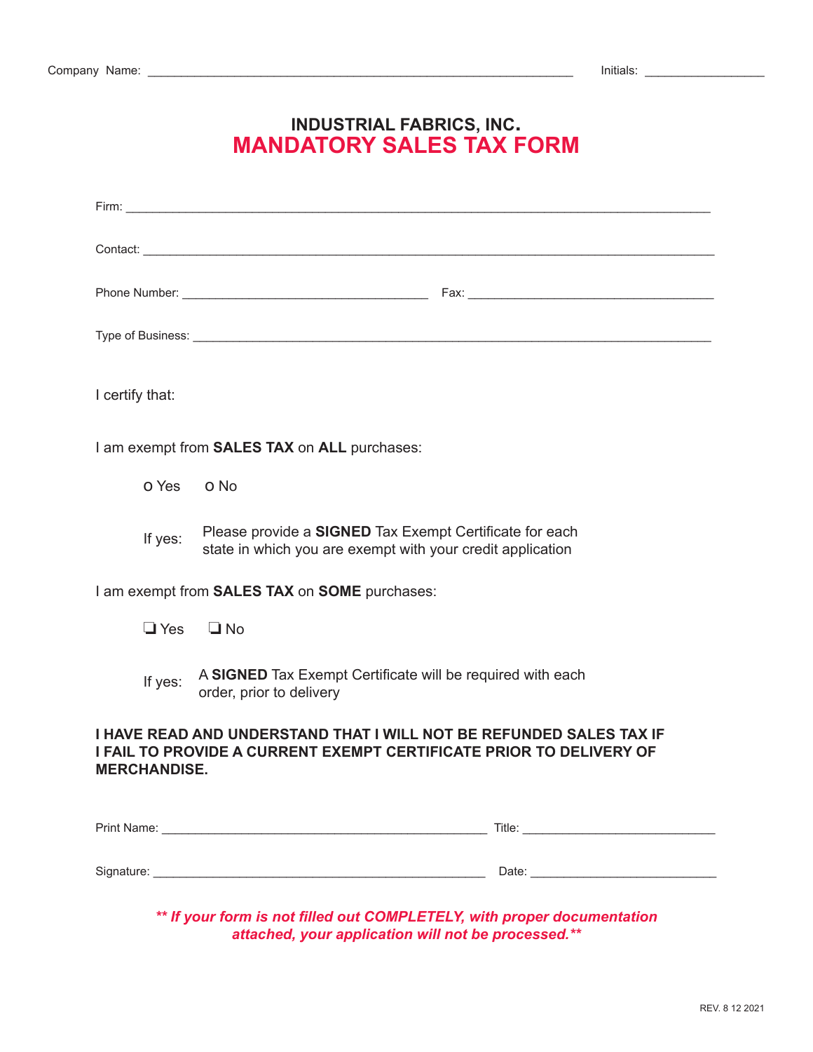Company Name: ______________________________________________ Initials: ______________

**INDUSTRIAL FABRICS, INC.**

# MANDATORY SALES TAX FORM

Firm: ____________________________________________________________________________

Contact: __________________________________________________________________________

Phone Number: _______________________________ Fax: _______________________________

Type of Business: ___________________________________________________________________

I certify that:

I am exempt from **SALES TAX** on **ALL** purchases:

o Yes o No

If yes: Please provide a **SIGNED** Tax Exempt Certificate for each state in which you are exempt with your credit application

I am exempt from **SALES TAX** on **SOME** purchases:

❑ Yes ❑ No

If yes: A **SIGNED** Tax Exempt Certificate will be required with each order, prior to delivery

**I HAVE READ AND UNDERSTAND THAT I WILL NOT BE REFUNDED SALES TAX IF I FAIL TO PROVIDE A CURRENT EXEMPT CERTIFICATE PRIOR TO DELIVERY OF MERCHANDISE.**

Print Name: _________________________________________ Title: _______________________

Signature: __________________________________________ Date: _______________________

***\*\* If your form is not filled out COMPLETELY, with proper documentation attached, your application will not be processed.\*\****

REV. 8 12 2021